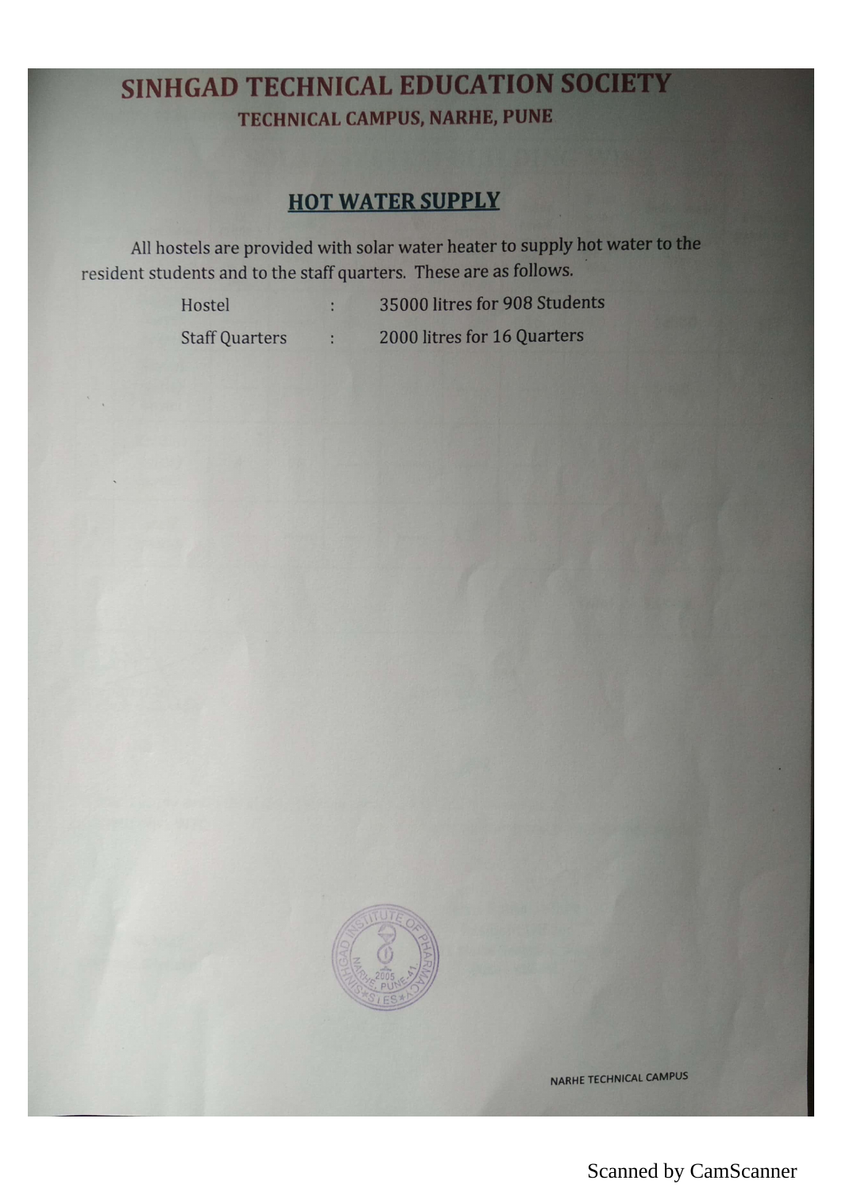# SINHGAD TECHNICAL EDUCATION SOCIETY

## TECHNICAL CAMPUS, NARHE, PUNE

### HOT WATER SUPPLY

All hostels are provided with solar water heater to supply hot water to the resident students and to the staff quarters. These are as follows.

| | | |
|---|---|---|
| Hostel | : | 35000 litres for 908 Students |
| Staff Quarters | : | 2000 litres for 16 Quarters |

NARHE TECHNICAL CAMPUS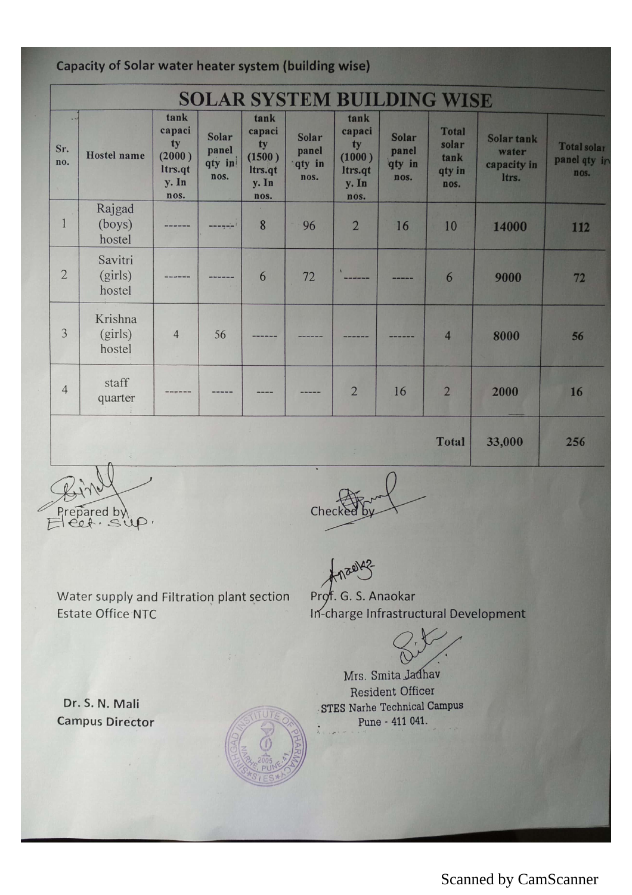Capacity of Solar water heater system (building wise)

| SOLAR SYSTEM BUILDING WISE | | | | | | | | | | |
|---|---|---|---|---|---|---|---|---|---|---|
| Sr. no. | Hostel name | tank capacity (2000) ltrs.qty. In nos. | Solar panel qty in nos. | tank capacity (1500) ltrs.qty. In nos. | Solar panel qty in nos. | tank capacity (1000) ltrs.qty. In nos. | Solar panel qty in nos. | Total solar tank qty in nos. | Solar tank water capacity in ltrs. | Total solar panel qty in nos. |
| 1 | Rajgad (boys) hostel | ------ | ------ | 8 | 96 | 2 | 16 | 10 | 14000 | 112 |
| 2 | Savitri (girls) hostel | ------ | ------ | 6 | 72 | ------ | ----- | 6 | 9000 | 72 |
| 3 | Krishna (girls) hostel | 4 | 56 | ------ | ------ | ------ | ------ | 4 | 8000 | 56 |
| 4 | staff quarter | ------ | ----- | ---- | ----- | 2 | 16 | 2 | 2000 | 16 |
| | | | | | | | | Total | 33,000 | 256 |

Prepared by
Elect. Sup.

Checked by

Water supply and Filtration plant section
Estate Office NTC

Prof. G. S. Anaokar
In-charge Infrastructural Development

Mrs. Smita Jadhav
Resident Officer
STES Narhe Technical Campus
Pune - 411 041.

Dr. S. N. Mali
Campus Director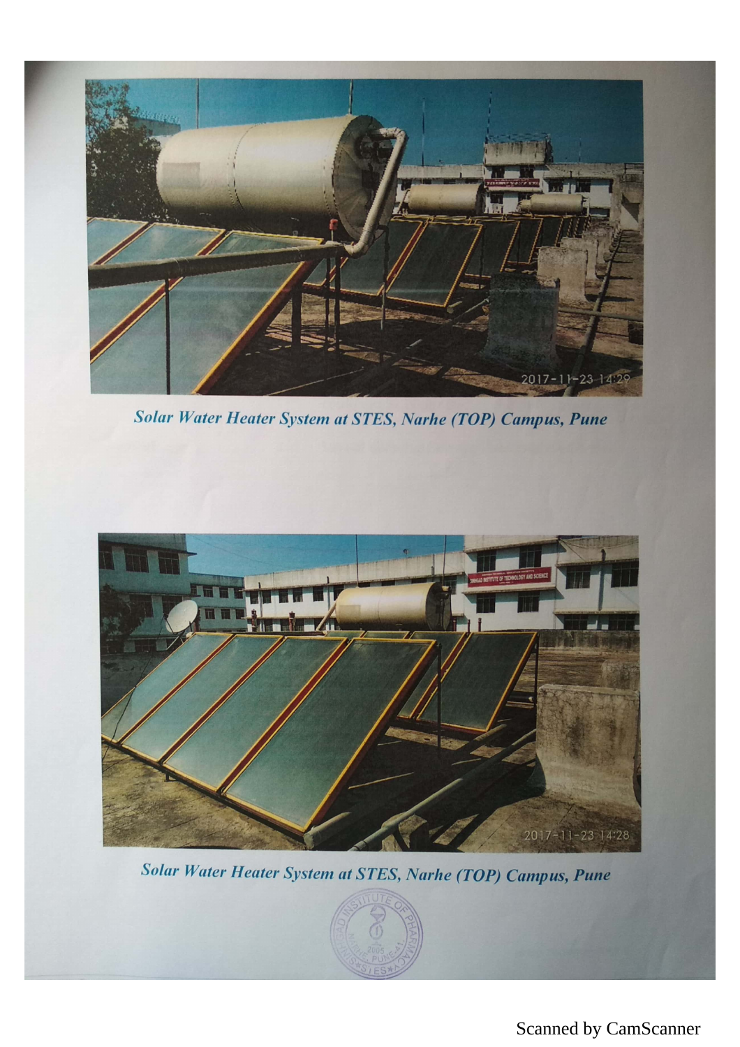*Solar Water Heater System at STES, Narhe (TOP) Campus, Pune*

*Solar Water Heater System at STES, Narhe (TOP) Campus, Pune*

Scanned by CamScanner